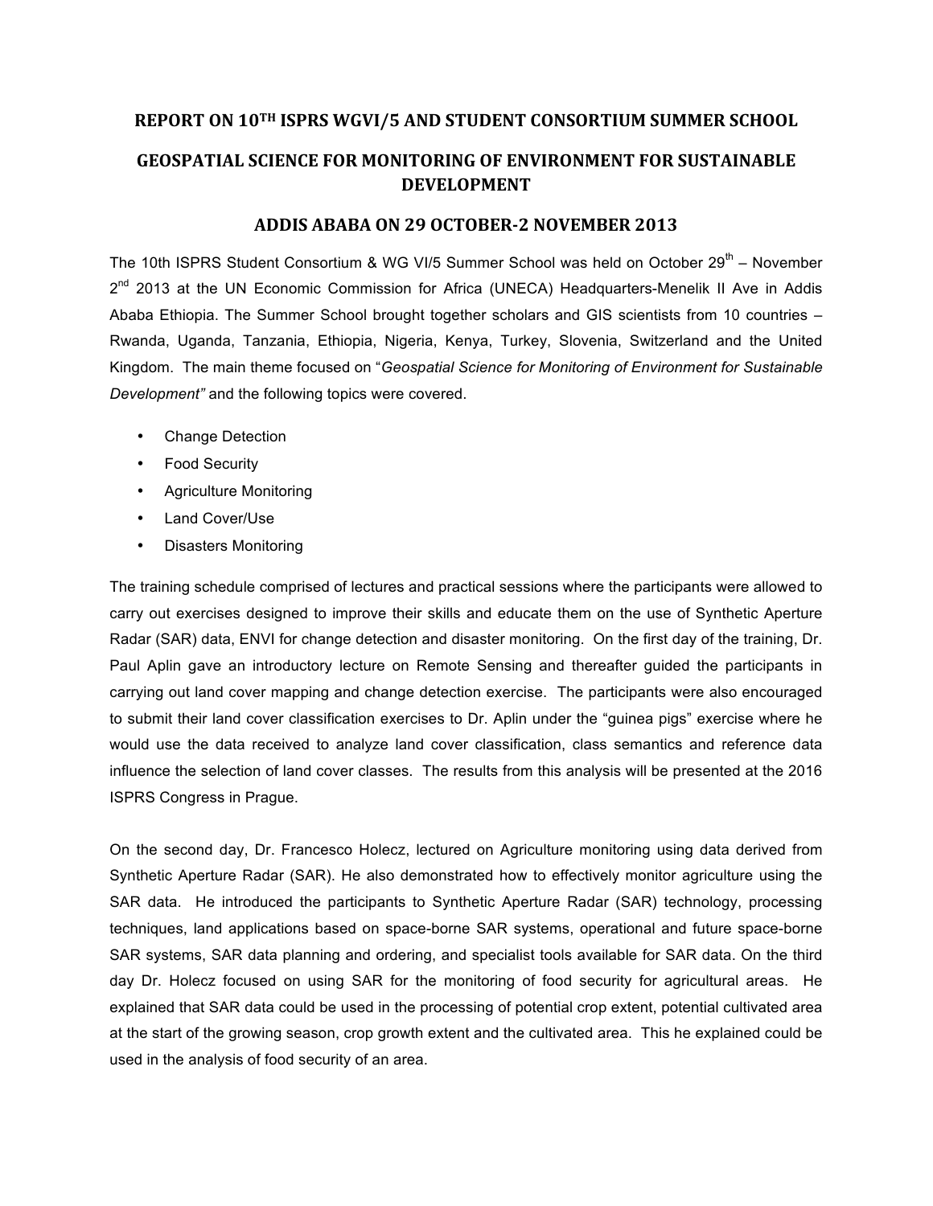## REPORT ON 10TH ISPRS WGVI/5 AND STUDENT CONSORTIUM SUMMER SCHOOL

## GEOSPATIAL SCIENCE FOR MONITORING OF ENVIRONMENT FOR SUSTAINABLE DEVELOPMENT

## ADDIS ABABA ON 29 OCTOBER-2 NOVEMBER 2013

The 10th ISPRS Student Consortium & WG VI/5 Summer School was held on October 29th – November 2nd 2013 at the UN Economic Commission for Africa (UNECA) Headquarters-Menelik II Ave in Addis Ababa Ethiopia. The Summer School brought together scholars and GIS scientists from 10 countries – Rwanda, Uganda, Tanzania, Ethiopia, Nigeria, Kenya, Turkey, Slovenia, Switzerland and the United Kingdom. The main theme focused on "*Geospatial Science for Monitoring of Environment for Sustainable Development*" and the following topics were covered.

- Change Detection
- Food Security
- Agriculture Monitoring
- Land Cover/Use
- Disasters Monitoring

The training schedule comprised of lectures and practical sessions where the participants were allowed to carry out exercises designed to improve their skills and educate them on the use of Synthetic Aperture Radar (SAR) data, ENVI for change detection and disaster monitoring. On the first day of the training, Dr. Paul Aplin gave an introductory lecture on Remote Sensing and thereafter guided the participants in carrying out land cover mapping and change detection exercise. The participants were also encouraged to submit their land cover classification exercises to Dr. Aplin under the "guinea pigs" exercise where he would use the data received to analyze land cover classification, class semantics and reference data influence the selection of land cover classes. The results from this analysis will be presented at the 2016 ISPRS Congress in Prague.

On the second day, Dr. Francesco Holecz, lectured on Agriculture monitoring using data derived from Synthetic Aperture Radar (SAR). He also demonstrated how to effectively monitor agriculture using the SAR data. He introduced the participants to Synthetic Aperture Radar (SAR) technology, processing techniques, land applications based on space-borne SAR systems, operational and future space-borne SAR systems, SAR data planning and ordering, and specialist tools available for SAR data. On the third day Dr. Holecz focused on using SAR for the monitoring of food security for agricultural areas. He explained that SAR data could be used in the processing of potential crop extent, potential cultivated area at the start of the growing season, crop growth extent and the cultivated area. This he explained could be used in the analysis of food security of an area.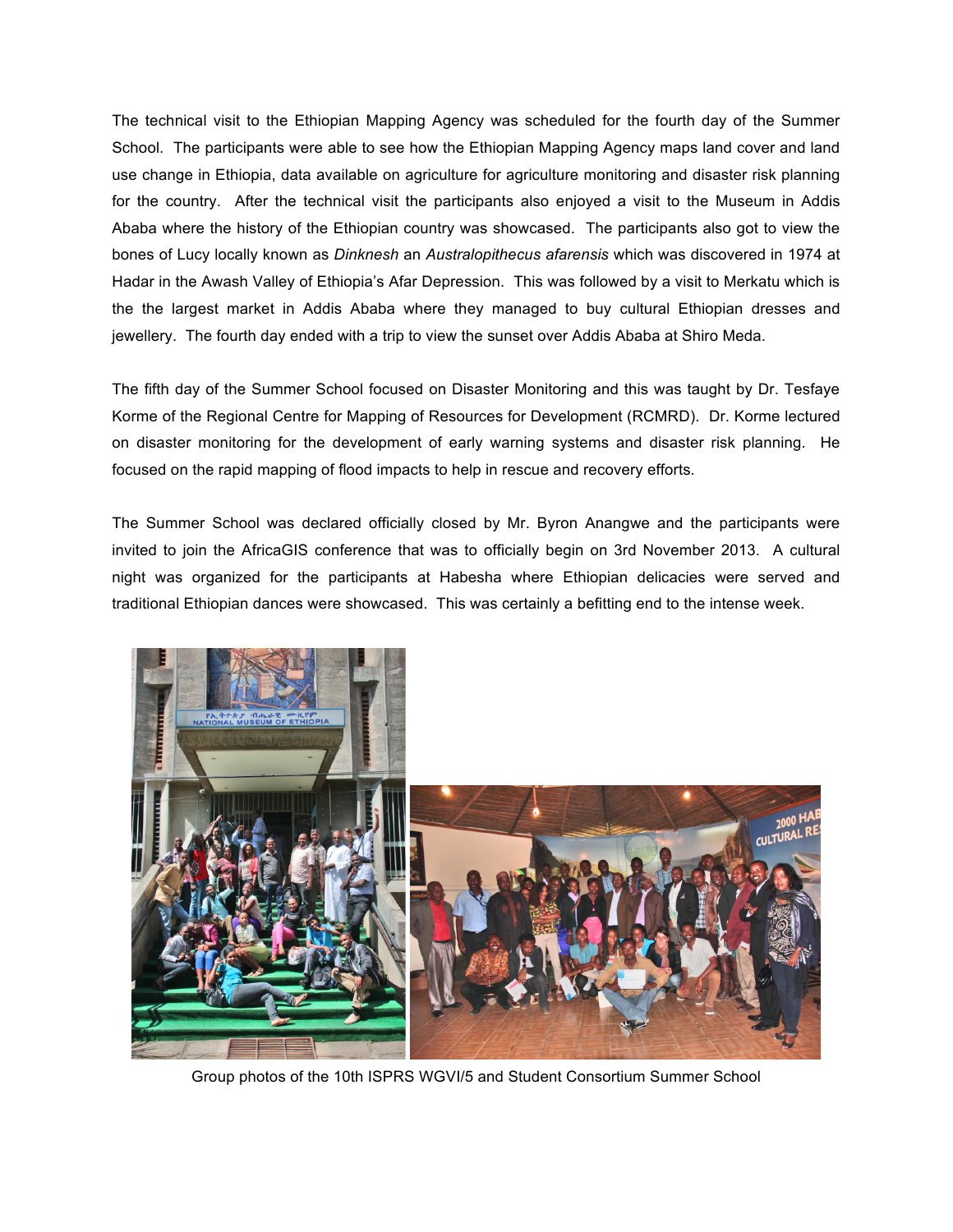The technical visit to the Ethiopian Mapping Agency was scheduled for the fourth day of the Summer School. The participants were able to see how the Ethiopian Mapping Agency maps land cover and land use change in Ethiopia, data available on agriculture for agriculture monitoring and disaster risk planning for the country. After the technical visit the participants also enjoyed a visit to the Museum in Addis Ababa where the history of the Ethiopian country was showcased. The participants also got to view the bones of Lucy locally known as *Dinknesh* an *Australopithecus afarensis* which was discovered in 1974 at Hadar in the Awash Valley of Ethiopia's Afar Depression. This was followed by a visit to Merkatu which is the the largest market in Addis Ababa where they managed to buy cultural Ethiopian dresses and jewellery. The fourth day ended with a trip to view the sunset over Addis Ababa at Shiro Meda.

The fifth day of the Summer School focused on Disaster Monitoring and this was taught by Dr. Tesfaye Korme of the Regional Centre for Mapping of Resources for Development (RCMRD). Dr. Korme lectured on disaster monitoring for the development of early warning systems and disaster risk planning. He focused on the rapid mapping of flood impacts to help in rescue and recovery efforts.

The Summer School was declared officially closed by Mr. Byron Anangwe and the participants were invited to join the AfricaGIS conference that was to officially begin on 3rd November 2013. A cultural night was organized for the participants at Habesha where Ethiopian delicacies were served and traditional Ethiopian dances were showcased. This was certainly a befitting end to the intense week.

Group photos of the 10th ISPRS WGVI/5 and Student Consortium Summer School